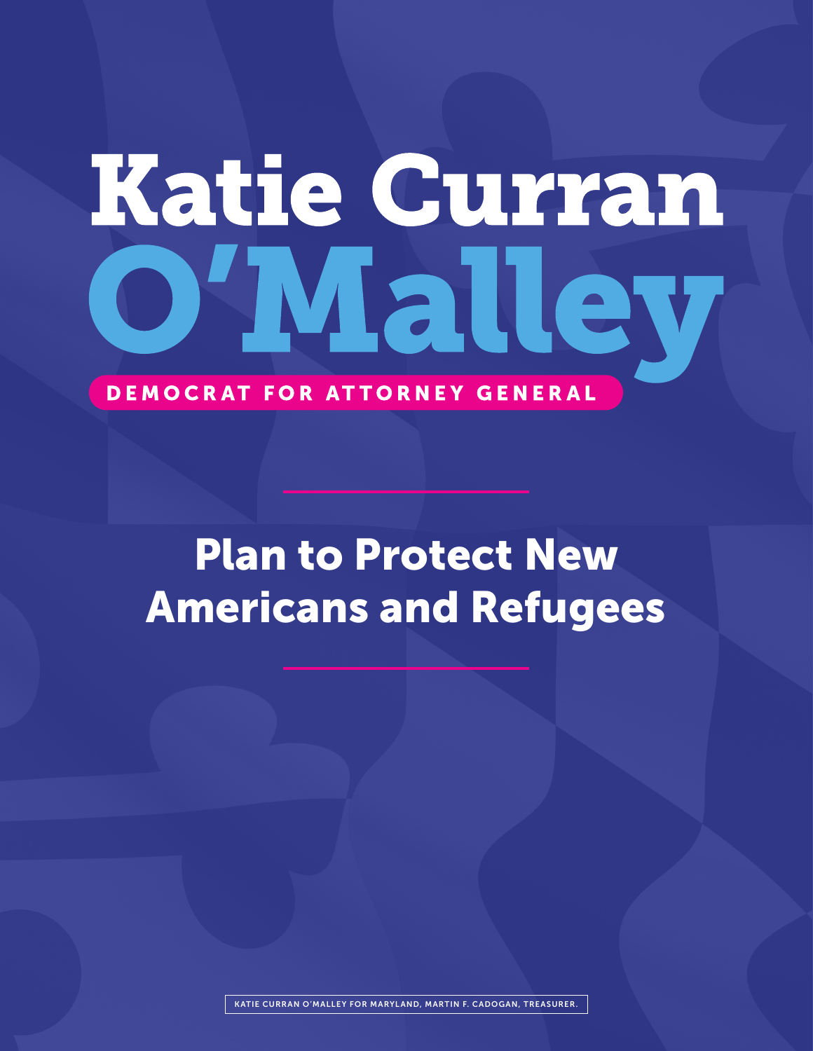# Katie Curran O'Malley

DEMOCRAT FOR ATTORNEY GENERAL

## Plan to Protect New Americans and Refugees

KATIE CURRAN O'MALLEY FOR MARYLAND, MARTIN F. CADOGAN, TREASURER.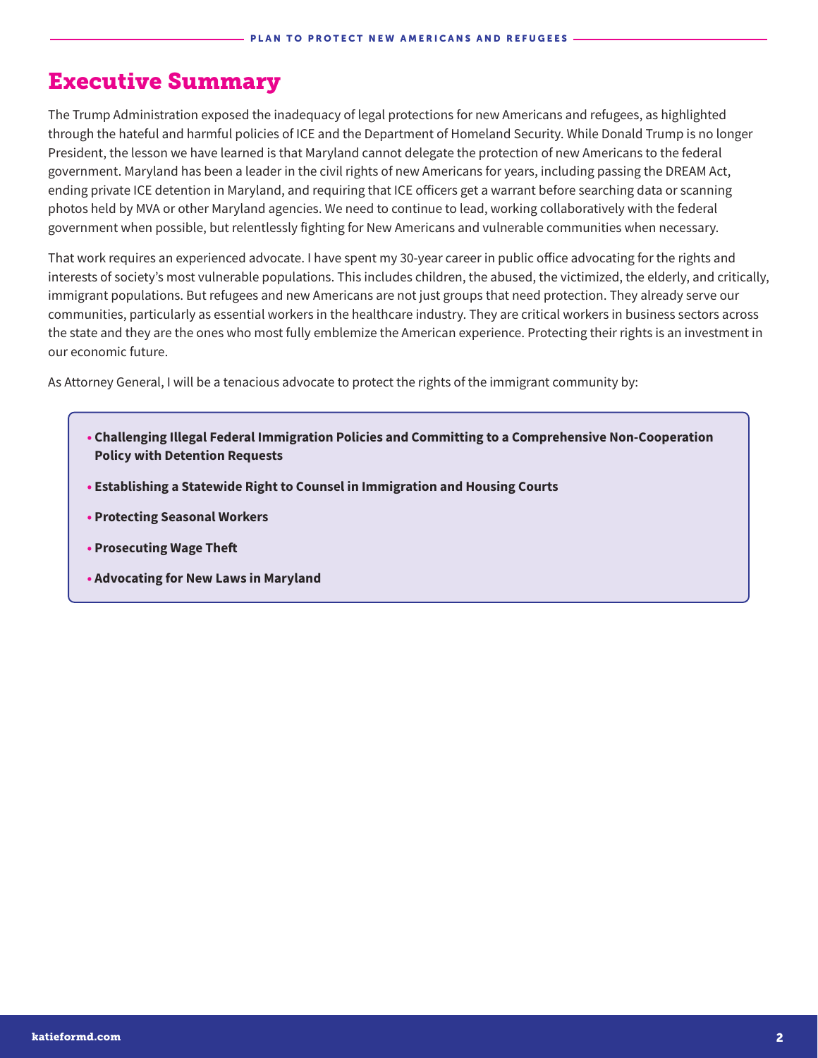# Executive Summary

The Trump Administration exposed the inadequacy of legal protections for new Americans and refugees, as highlighted through the hateful and harmful policies of ICE and the Department of Homeland Security. While Donald Trump is no longer President, the lesson we have learned is that Maryland cannot delegate the protection of new Americans to the federal government. Maryland has been a leader in the civil rights of new Americans for years, including passing the DREAM Act, ending private ICE detention in Maryland, and requiring that ICE officers get a warrant before searching data or scanning photos held by MVA or other Maryland agencies. We need to continue to lead, working collaboratively with the federal government when possible, but relentlessly fighting for New Americans and vulnerable communities when necessary.

That work requires an experienced advocate. I have spent my 30-year career in public office advocating for the rights and interests of society's most vulnerable populations. This includes children, the abused, the victimized, the elderly, and critically, immigrant populations. But refugees and new Americans are not just groups that need protection. They already serve our communities, particularly as essential workers in the healthcare industry. They are critical workers in business sectors across the state and they are the ones who most fully emblemize the American experience. Protecting their rights is an investment in our economic future.

As Attorney General, I will be a tenacious advocate to protect the rights of the immigrant community by:

- **Challenging Illegal Federal Immigration Policies and Committing to a Comprehensive Non-Cooperation Policy with Detention Requests**
- **Establishing a Statewide Right to Counsel in Immigration and Housing Courts**
- **Protecting Seasonal Workers**
- **Prosecuting Wage Theft**
- **Advocating for New Laws in Maryland**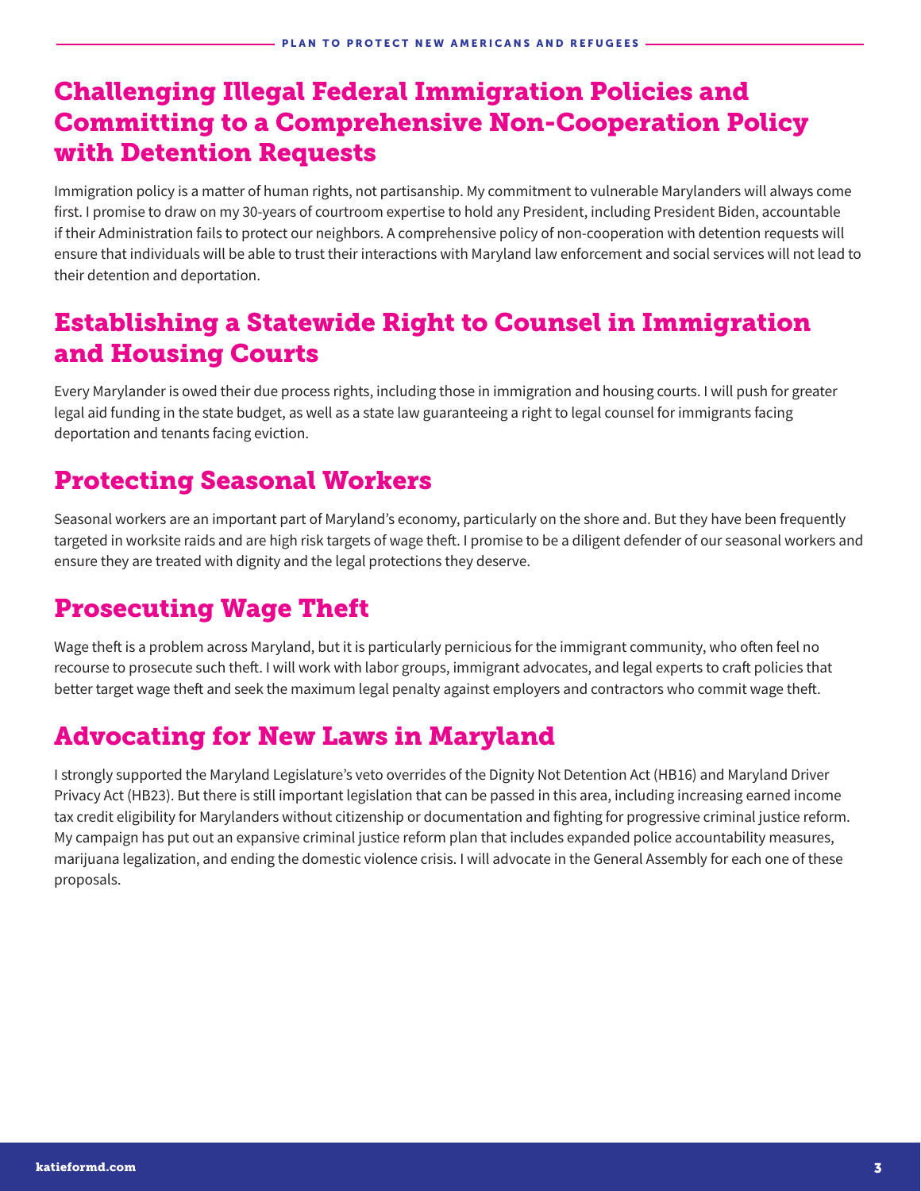## Challenging Illegal Federal Immigration Policies and Committing to a Comprehensive Non-Cooperation Policy with Detention Requests

Immigration policy is a matter of human rights, not partisanship. My commitment to vulnerable Marylanders will always come first. I promise to draw on my 30-years of courtroom expertise to hold any President, including President Biden, accountable if their Administration fails to protect our neighbors. A comprehensive policy of non-cooperation with detention requests will ensure that individuals will be able to trust their interactions with Maryland law enforcement and social services will not lead to their detention and deportation.

## Establishing a Statewide Right to Counsel in Immigration and Housing Courts

Every Marylander is owed their due process rights, including those in immigration and housing courts. I will push for greater legal aid funding in the state budget, as well as a state law guaranteeing a right to legal counsel for immigrants facing deportation and tenants facing eviction.

## Protecting Seasonal Workers

Seasonal workers are an important part of Maryland's economy, particularly on the shore and. But they have been frequently targeted in worksite raids and are high risk targets of wage theft. I promise to be a diligent defender of our seasonal workers and ensure they are treated with dignity and the legal protections they deserve.

## Prosecuting Wage Theft

Wage theft is a problem across Maryland, but it is particularly pernicious for the immigrant community, who often feel no recourse to prosecute such theft. I will work with labor groups, immigrant advocates, and legal experts to craft policies that better target wage theft and seek the maximum legal penalty against employers and contractors who commit wage theft.

## Advocating for New Laws in Maryland

I strongly supported the Maryland Legislature's veto overrides of the Dignity Not Detention Act (HB16) and Maryland Driver Privacy Act (HB23). But there is still important legislation that can be passed in this area, including increasing earned income tax credit eligibility for Marylanders without citizenship or documentation and fighting for progressive criminal justice reform. My campaign has put out an expansive criminal justice reform plan that includes expanded police accountability measures, marijuana legalization, and ending the domestic violence crisis. I will advocate in the General Assembly for each one of these proposals.